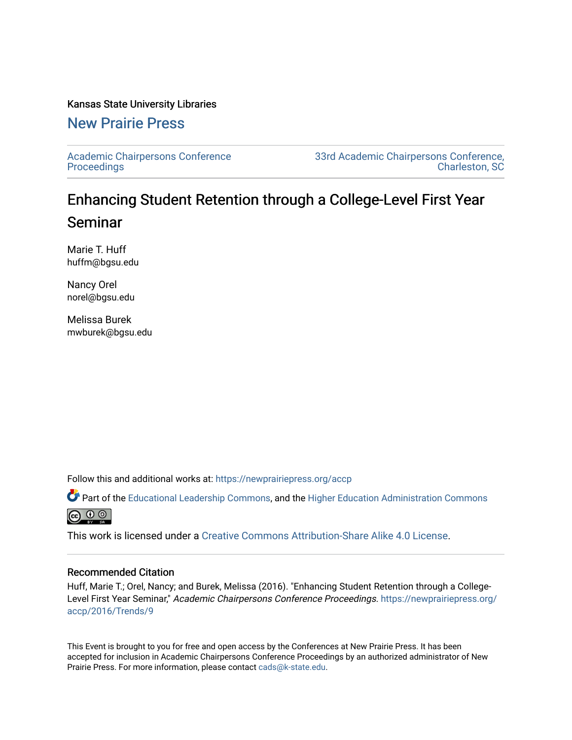Kansas State University Libraries

New Prairie Press

Academic Chairpersons Conference Proceedings

33rd Academic Chairpersons Conference, Charleston, SC

# Enhancing Student Retention through a College-Level First Year Seminar

Marie T. Huff
huffm@bgsu.edu

Nancy Orel
norel@bgsu.edu

Melissa Burek
mwburek@bgsu.edu

Follow this and additional works at: https://newprairiepress.org/accp

Part of the Educational Leadership Commons, and the Higher Education Administration Commons

This work is licensed under a Creative Commons Attribution-Share Alike 4.0 License.

## Recommended Citation

Huff, Marie T.; Orel, Nancy; and Burek, Melissa (2016). "Enhancing Student Retention through a College-Level First Year Seminar," *Academic Chairpersons Conference Proceedings*. https://newprairiepress.org/accp/2016/Trends/9

This Event is brought to you for free and open access by the Conferences at New Prairie Press. It has been accepted for inclusion in Academic Chairpersons Conference Proceedings by an authorized administrator of New Prairie Press. For more information, please contact cads@k-state.edu.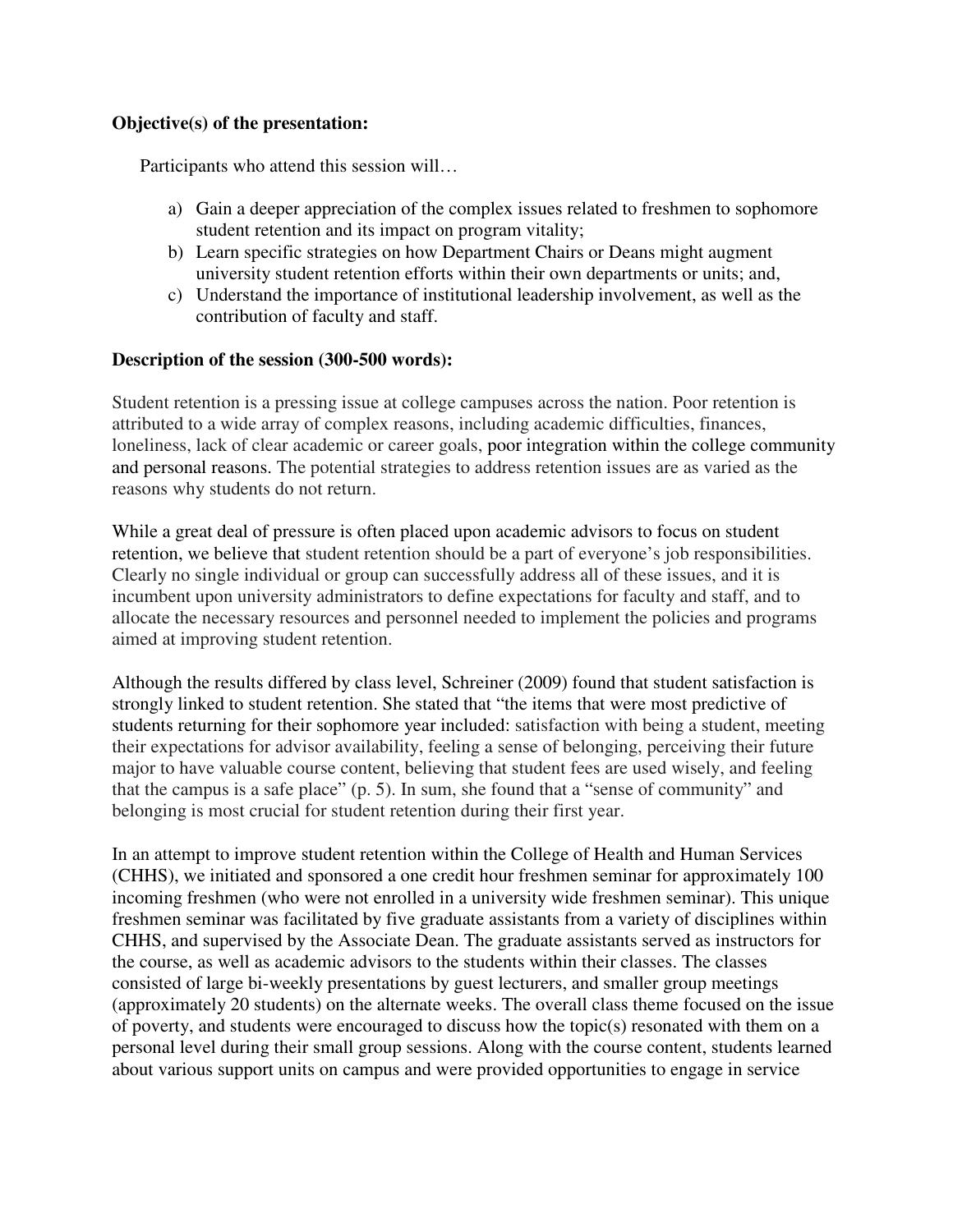**Objective(s) of the presentation:**

Participants who attend this session will…

a) Gain a deeper appreciation of the complex issues related to freshmen to sophomore student retention and its impact on program vitality;
b) Learn specific strategies on how Department Chairs or Deans might augment university student retention efforts within their own departments or units; and,
c) Understand the importance of institutional leadership involvement, as well as the contribution of faculty and staff.

**Description of the session (300-500 words):**

Student retention is a pressing issue at college campuses across the nation. Poor retention is attributed to a wide array of complex reasons, including academic difficulties, finances, loneliness, lack of clear academic or career goals, poor integration within the college community and personal reasons. The potential strategies to address retention issues are as varied as the reasons why students do not return.

While a great deal of pressure is often placed upon academic advisors to focus on student retention, we believe that student retention should be a part of everyone's job responsibilities. Clearly no single individual or group can successfully address all of these issues, and it is incumbent upon university administrators to define expectations for faculty and staff, and to allocate the necessary resources and personnel needed to implement the policies and programs aimed at improving student retention.

Although the results differed by class level, Schreiner (2009) found that student satisfaction is strongly linked to student retention. She stated that "the items that were most predictive of students returning for their sophomore year included: satisfaction with being a student, meeting their expectations for advisor availability, feeling a sense of belonging, perceiving their future major to have valuable course content, believing that student fees are used wisely, and feeling that the campus is a safe place" (p. 5). In sum, she found that a "sense of community" and belonging is most crucial for student retention during their first year.

In an attempt to improve student retention within the College of Health and Human Services (CHHS), we initiated and sponsored a one credit hour freshmen seminar for approximately 100 incoming freshmen (who were not enrolled in a university wide freshmen seminar). This unique freshmen seminar was facilitated by five graduate assistants from a variety of disciplines within CHHS, and supervised by the Associate Dean. The graduate assistants served as instructors for the course, as well as academic advisors to the students within their classes. The classes consisted of large bi-weekly presentations by guest lecturers, and smaller group meetings (approximately 20 students) on the alternate weeks. The overall class theme focused on the issue of poverty, and students were encouraged to discuss how the topic(s) resonated with them on a personal level during their small group sessions. Along with the course content, students learned about various support units on campus and were provided opportunities to engage in service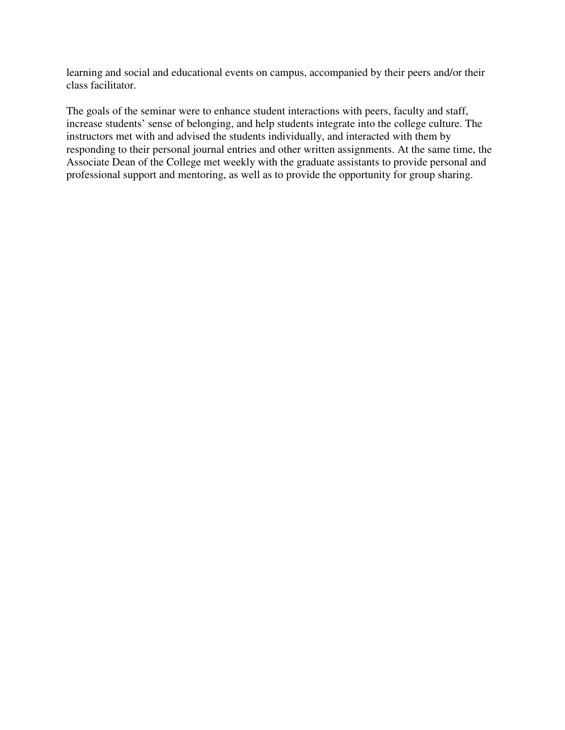learning and social and educational events on campus, accompanied by their peers and/or their class facilitator.

The goals of the seminar were to enhance student interactions with peers, faculty and staff, increase students' sense of belonging, and help students integrate into the college culture. The instructors met with and advised the students individually, and interacted with them by responding to their personal journal entries and other written assignments. At the same time, the Associate Dean of the College met weekly with the graduate assistants to provide personal and professional support and mentoring, as well as to provide the opportunity for group sharing.